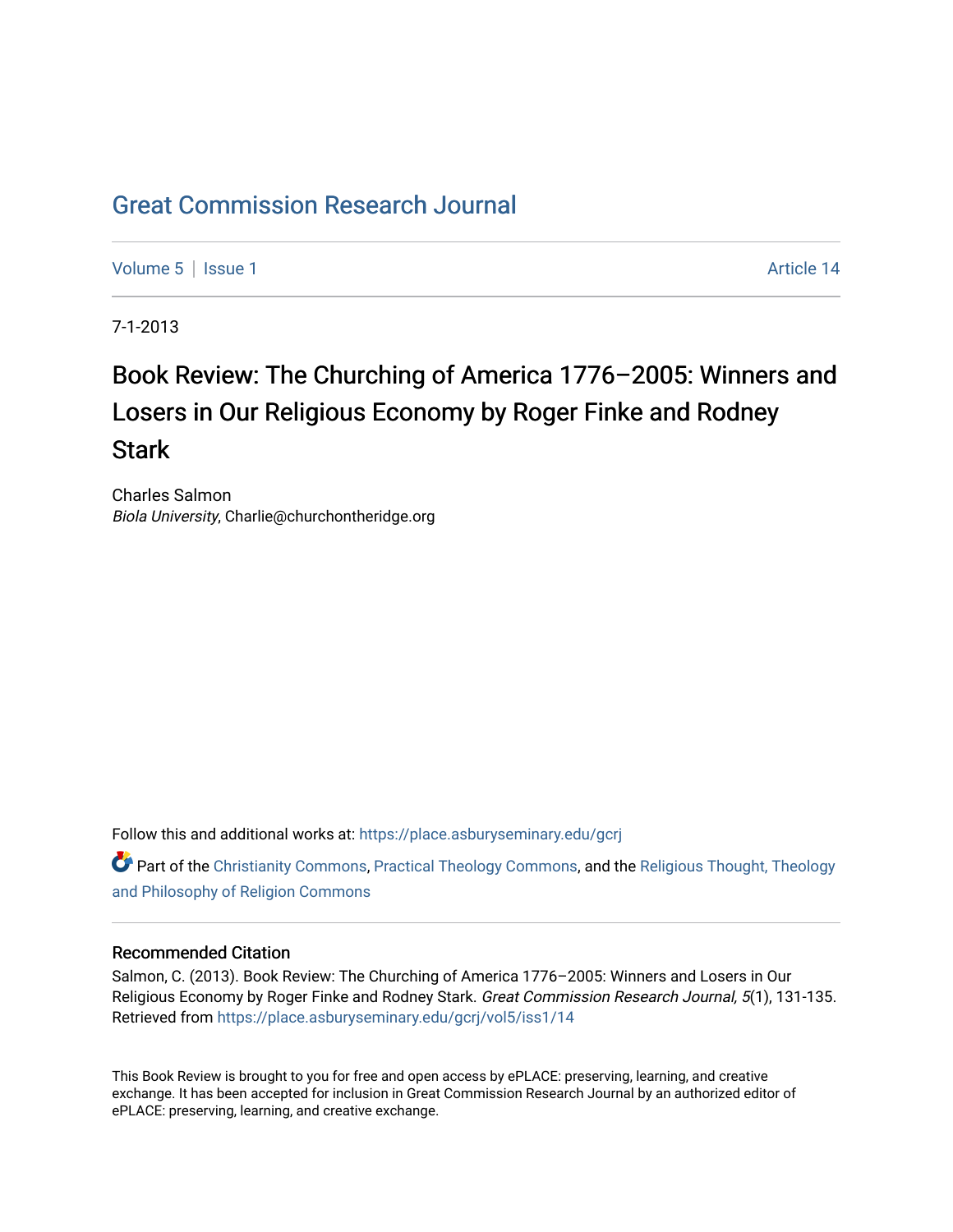# Great Commission Research Journal

Volume 5 | Issue 1 Article 14

7-1-2013

## Book Review: The Churching of America 1776–2005: Winners and Losers in Our Religious Economy by Roger Finke and Rodney Stark

Charles Salmon
*Biola University*, Charlie@churchontheridge.org

Follow this and additional works at: https://place.asburyseminary.edu/gcrj

Part of the Christianity Commons, Practical Theology Commons, and the Religious Thought, Theology and Philosophy of Religion Commons

### Recommended Citation

Salmon, C. (2013). Book Review: The Churching of America 1776–2005: Winners and Losers in Our Religious Economy by Roger Finke and Rodney Stark. *Great Commission Research Journal, 5*(1), 131-135. Retrieved from https://place.asburyseminary.edu/gcrj/vol5/iss1/14

This Book Review is brought to you for free and open access by ePLACE: preserving, learning, and creative exchange. It has been accepted for inclusion in Great Commission Research Journal by an authorized editor of ePLACE: preserving, learning, and creative exchange.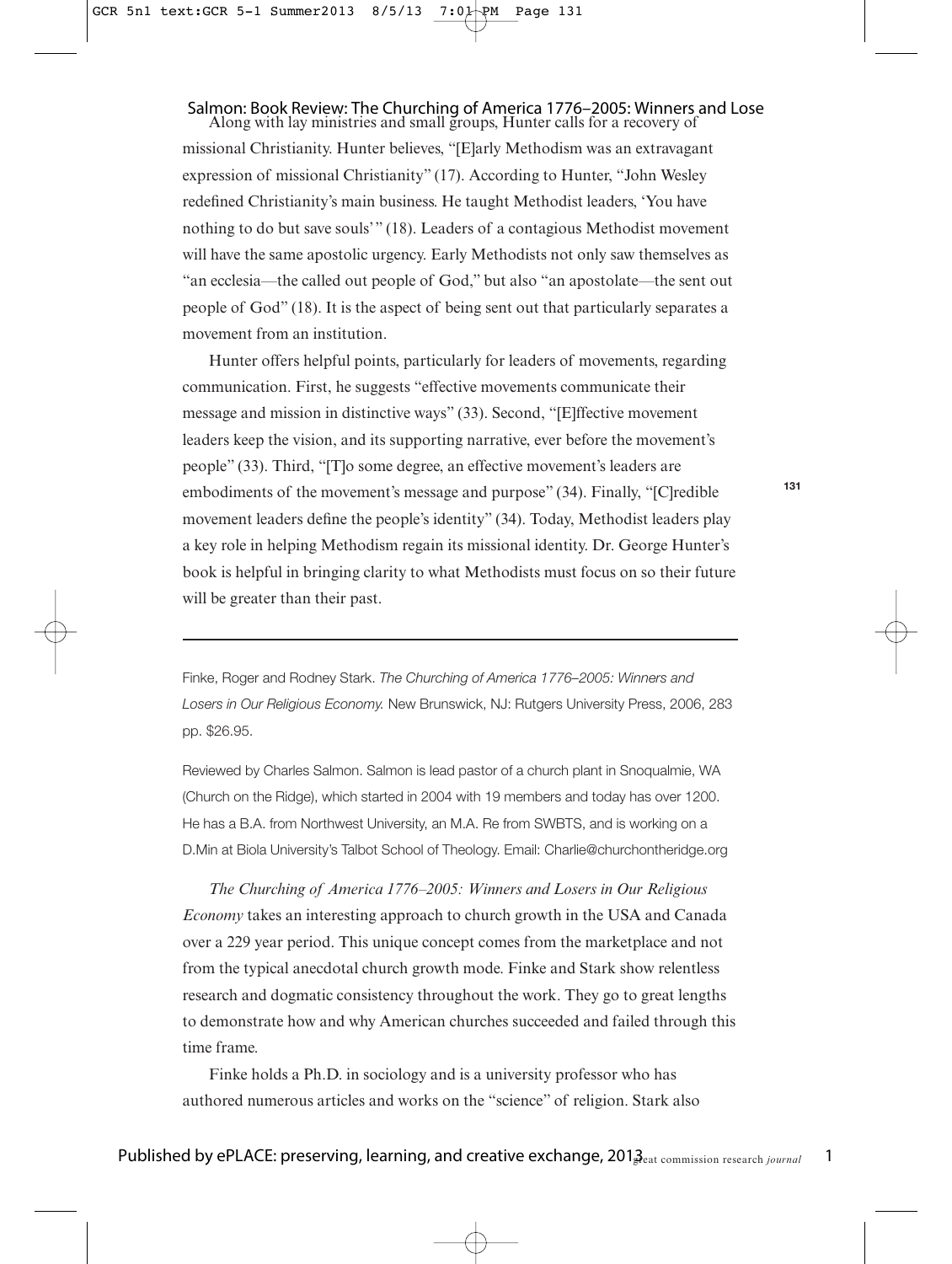Along with lay ministries and small groups, Hunter calls for a recovery of missional Christianity. Hunter believes, "[E]arly Methodism was an extravagant expression of missional Christianity" (17). According to Hunter, "John Wesley redefined Christianity's main business. He taught Methodist leaders, 'You have nothing to do but save souls'" (18). Leaders of a contagious Methodist movement will have the same apostolic urgency. Early Methodists not only saw themselves as "an ecclesia—the called out people of God," but also "an apostolate—the sent out people of God" (18). It is the aspect of being sent out that particularly separates a movement from an institution.

Hunter offers helpful points, particularly for leaders of movements, regarding communication. First, he suggests "effective movements communicate their message and mission in distinctive ways" (33). Second, "[E]ffective movement leaders keep the vision, and its supporting narrative, ever before the movement's people" (33). Third, "[T]o some degree, an effective movement's leaders are embodiments of the movement's message and purpose" (34). Finally, "[C]redible movement leaders define the people's identity" (34). Today, Methodist leaders play a key role in helping Methodism regain its missional identity. Dr. George Hunter's book is helpful in bringing clarity to what Methodists must focus on so their future will be greater than their past.

---

Finke, Roger and Rodney Stark. *The Churching of America 1776–2005: Winners and Losers in Our Religious Economy.* New Brunswick, NJ: Rutgers University Press, 2006, 283 pp. $26.95.

Reviewed by Charles Salmon. Salmon is lead pastor of a church plant in Snoqualmie, WA (Church on the Ridge), which started in 2004 with 19 members and today has over 1200. He has a B.A. from Northwest University, an M.A. Re from SWBTS, and is working on a D.Min at Biola University's Talbot School of Theology. Email: Charlie@churchontheridge.org

*The Churching of America 1776–2005: Winners and Losers in Our Religious Economy* takes an interesting approach to church growth in the USA and Canada over a 229 year period. This unique concept comes from the marketplace and not from the typical anecdotal church growth mode. Finke and Stark show relentless research and dogmatic consistency throughout the work. They go to great lengths to demonstrate how and why American churches succeeded and failed through this time frame.

Finke holds a Ph.D. in sociology and is a university professor who has authored numerous articles and works on the "science" of religion. Stark also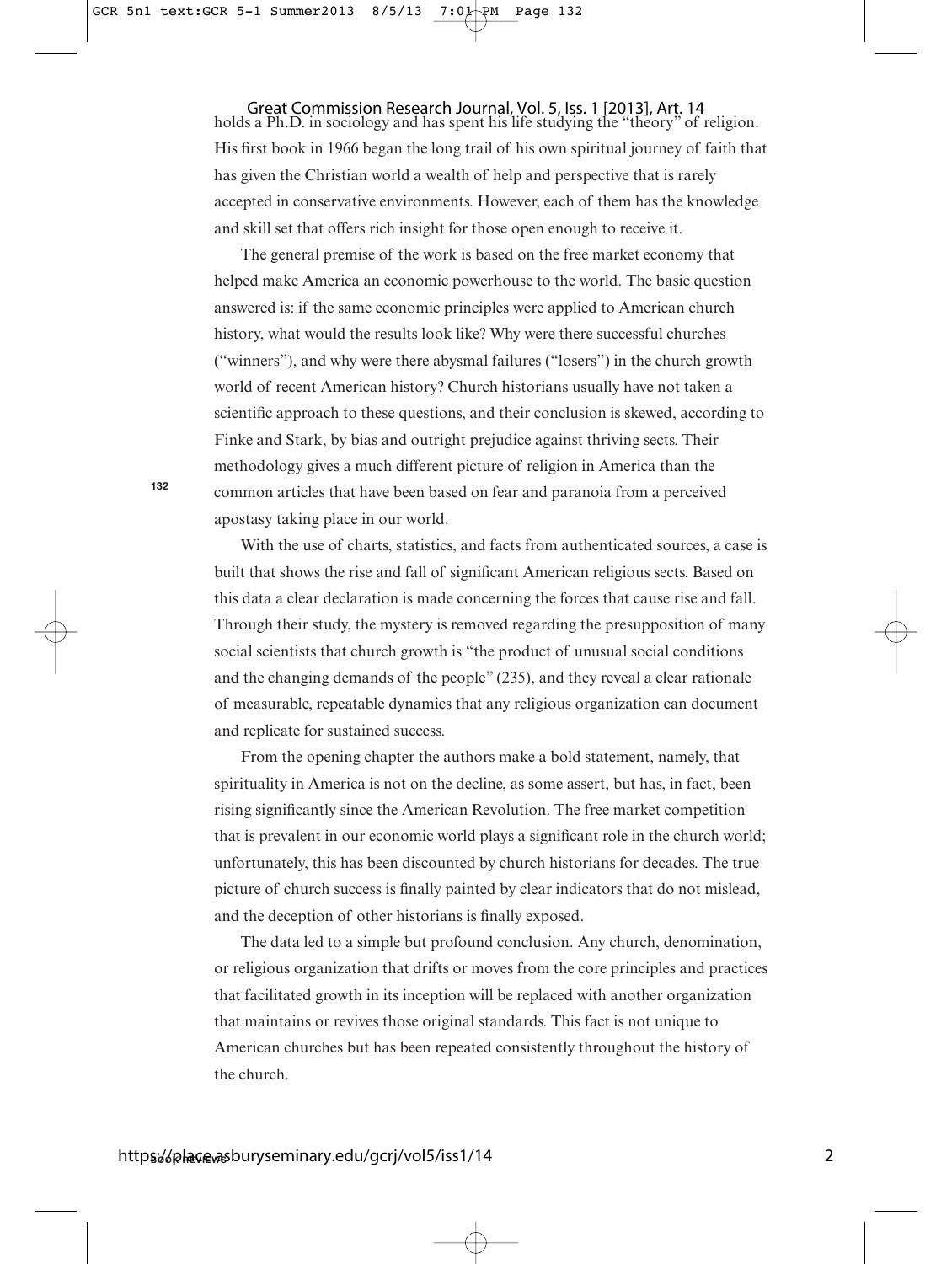holds a Ph.D. in sociology and has spent his life studying the "theory" of religion. His first book in 1966 began the long trail of his own spiritual journey of faith that has given the Christian world a wealth of help and perspective that is rarely accepted in conservative environments. However, each of them has the knowledge and skill set that offers rich insight for those open enough to receive it.

The general premise of the work is based on the free market economy that helped make America an economic powerhouse to the world. The basic question answered is: if the same economic principles were applied to American church history, what would the results look like? Why were there successful churches ("winners"), and why were there abysmal failures ("losers") in the church growth world of recent American history? Church historians usually have not taken a scientific approach to these questions, and their conclusion is skewed, according to Finke and Stark, by bias and outright prejudice against thriving sects. Their methodology gives a much different picture of religion in America than the common articles that have been based on fear and paranoia from a perceived apostasy taking place in our world.

With the use of charts, statistics, and facts from authenticated sources, a case is built that shows the rise and fall of significant American religious sects. Based on this data a clear declaration is made concerning the forces that cause rise and fall. Through their study, the mystery is removed regarding the presupposition of many social scientists that church growth is "the product of unusual social conditions and the changing demands of the people" (235), and they reveal a clear rationale of measurable, repeatable dynamics that any religious organization can document and replicate for sustained success.

From the opening chapter the authors make a bold statement, namely, that spirituality in America is not on the decline, as some assert, but has, in fact, been rising significantly since the American Revolution. The free market competition that is prevalent in our economic world plays a significant role in the church world; unfortunately, this has been discounted by church historians for decades. The true picture of church success is finally painted by clear indicators that do not mislead, and the deception of other historians is finally exposed.

The data led to a simple but profound conclusion. Any church, denomination, or religious organization that drifts or moves from the core principles and practices that facilitated growth in its inception will be replaced with another organization that maintains or revives those original standards. This fact is not unique to American churches but has been repeated consistently throughout the history of the church.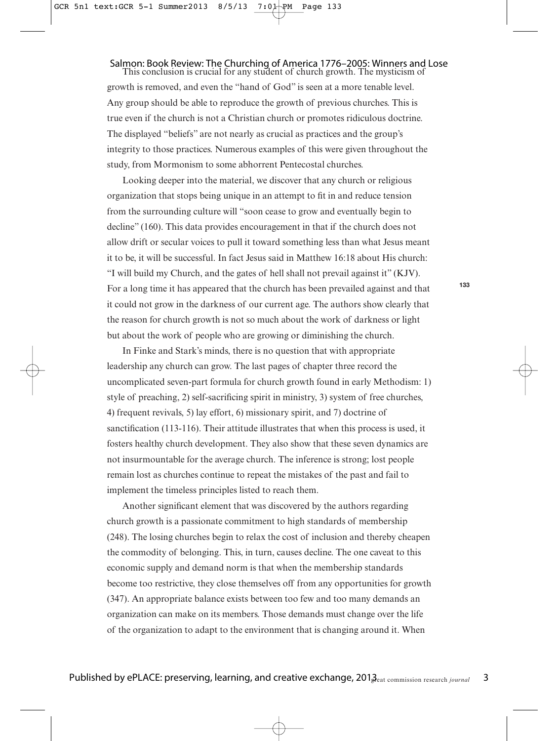This conclusion is crucial for any student of church growth. The mysticism of growth is removed, and even the "hand of God" is seen at a more tenable level. Any group should be able to reproduce the growth of previous churches. This is true even if the church is not a Christian church or promotes ridiculous doctrine. The displayed "beliefs" are not nearly as crucial as practices and the group's integrity to those practices. Numerous examples of this were given throughout the study, from Mormonism to some abhorrent Pentecostal churches.

Looking deeper into the material, we discover that any church or religious organization that stops being unique in an attempt to fit in and reduce tension from the surrounding culture will "soon cease to grow and eventually begin to decline" (160). This data provides encouragement in that if the church does not allow drift or secular voices to pull it toward something less than what Jesus meant it to be, it will be successful. In fact Jesus said in Matthew 16:18 about His church: "I will build my Church, and the gates of hell shall not prevail against it" (KJV). For a long time it has appeared that the church has been prevailed against and that it could not grow in the darkness of our current age. The authors show clearly that the reason for church growth is not so much about the work of darkness or light but about the work of people who are growing or diminishing the church.

In Finke and Stark's minds, there is no question that with appropriate leadership any church can grow. The last pages of chapter three record the uncomplicated seven-part formula for church growth found in early Methodism: 1) style of preaching, 2) self-sacrificing spirit in ministry, 3) system of free churches, 4) frequent revivals, 5) lay effort, 6) missionary spirit, and 7) doctrine of sanctification (113-116). Their attitude illustrates that when this process is used, it fosters healthy church development. They also show that these seven dynamics are not insurmountable for the average church. The inference is strong; lost people remain lost as churches continue to repeat the mistakes of the past and fail to implement the timeless principles listed to reach them.

Another significant element that was discovered by the authors regarding church growth is a passionate commitment to high standards of membership (248). The losing churches begin to relax the cost of inclusion and thereby cheapen the commodity of belonging. This, in turn, causes decline. The one caveat to this economic supply and demand norm is that when the membership standards become too restrictive, they close themselves off from any opportunities for growth (347). An appropriate balance exists between too few and too many demands an organization can make on its members. Those demands must change over the life of the organization to adapt to the environment that is changing around it. When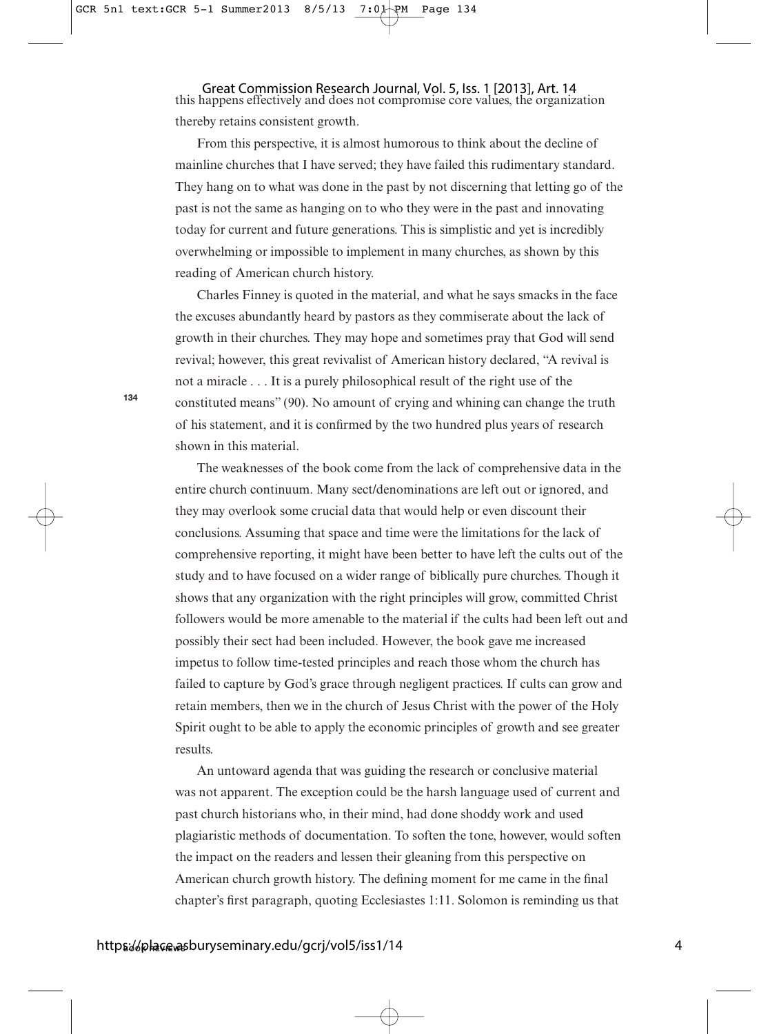this happens effectively and does not compromise core values, the organization thereby retains consistent growth.

From this perspective, it is almost humorous to think about the decline of mainline churches that I have served; they have failed this rudimentary standard. They hang on to what was done in the past by not discerning that letting go of the past is not the same as hanging on to who they were in the past and innovating today for current and future generations. This is simplistic and yet is incredibly overwhelming or impossible to implement in many churches, as shown by this reading of American church history.

Charles Finney is quoted in the material, and what he says smacks in the face the excuses abundantly heard by pastors as they commiserate about the lack of growth in their churches. They may hope and sometimes pray that God will send revival; however, this great revivalist of American history declared, "A revival is not a miracle . . . It is a purely philosophical result of the right use of the constituted means" (90). No amount of crying and whining can change the truth of his statement, and it is confirmed by the two hundred plus years of research shown in this material.

The weaknesses of the book come from the lack of comprehensive data in the entire church continuum. Many sect/denominations are left out or ignored, and they may overlook some crucial data that would help or even discount their conclusions. Assuming that space and time were the limitations for the lack of comprehensive reporting, it might have been better to have left the cults out of the study and to have focused on a wider range of biblically pure churches. Though it shows that any organization with the right principles will grow, committed Christ followers would be more amenable to the material if the cults had been left out and possibly their sect had been included. However, the book gave me increased impetus to follow time-tested principles and reach those whom the church has failed to capture by God's grace through negligent practices. If cults can grow and retain members, then we in the church of Jesus Christ with the power of the Holy Spirit ought to be able to apply the economic principles of growth and see greater results.

An untoward agenda that was guiding the research or conclusive material was not apparent. The exception could be the harsh language used of current and past church historians who, in their mind, had done shoddy work and used plagiaristic methods of documentation. To soften the tone, however, would soften the impact on the readers and lessen their gleaning from this perspective on American church growth history. The defining moment for me came in the final chapter's first paragraph, quoting Ecclesiastes 1:11. Solomon is reminding us that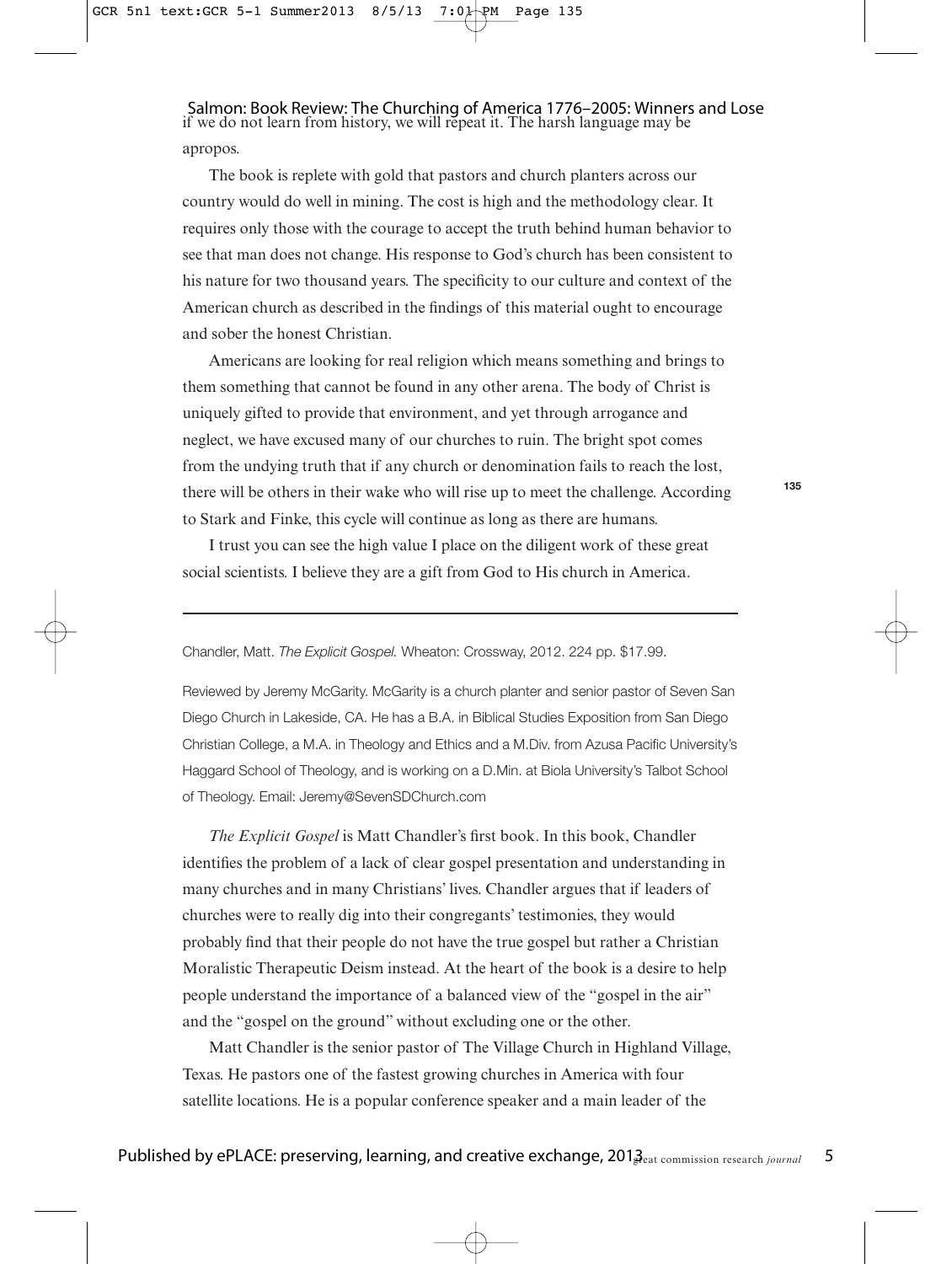if we do not learn from history, we will repeat it. The harsh language may be apropos.

The book is replete with gold that pastors and church planters across our country would do well in mining. The cost is high and the methodology clear. It requires only those with the courage to accept the truth behind human behavior to see that man does not change. His response to God's church has been consistent to his nature for two thousand years. The specificity to our culture and context of the American church as described in the findings of this material ought to encourage and sober the honest Christian.

Americans are looking for real religion which means something and brings to them something that cannot be found in any other arena. The body of Christ is uniquely gifted to provide that environment, and yet through arrogance and neglect, we have excused many of our churches to ruin. The bright spot comes from the undying truth that if any church or denomination fails to reach the lost, there will be others in their wake who will rise up to meet the challenge. According to Stark and Finke, this cycle will continue as long as there are humans.

I trust you can see the high value I place on the diligent work of these great social scientists. I believe they are a gift from God to His church in America.

---

Chandler, Matt. *The Explicit Gospel.* Wheaton: Crossway, 2012. 224 pp. $17.99.

Reviewed by Jeremy McGarity. McGarity is a church planter and senior pastor of Seven San Diego Church in Lakeside, CA. He has a B.A. in Biblical Studies Exposition from San Diego Christian College, a M.A. in Theology and Ethics and a M.Div. from Azusa Pacific University's Haggard School of Theology, and is working on a D.Min. at Biola University's Talbot School of Theology. Email: Jeremy@SevenSDChurch.com

*The Explicit Gospel* is Matt Chandler's first book. In this book, Chandler identifies the problem of a lack of clear gospel presentation and understanding in many churches and in many Christians' lives. Chandler argues that if leaders of churches were to really dig into their congregants' testimonies, they would probably find that their people do not have the true gospel but rather a Christian Moralistic Therapeutic Deism instead. At the heart of the book is a desire to help people understand the importance of a balanced view of the "gospel in the air" and the "gospel on the ground" without excluding one or the other.

Matt Chandler is the senior pastor of The Village Church in Highland Village, Texas. He pastors one of the fastest growing churches in America with four satellite locations. He is a popular conference speaker and a main leader of the